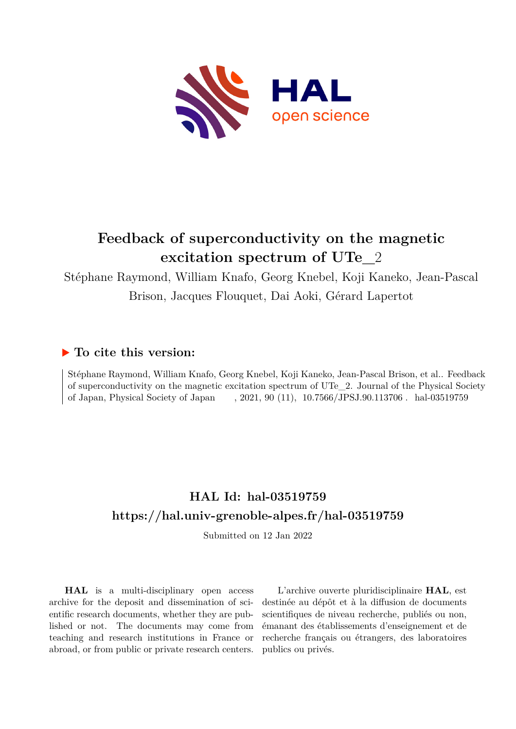# Feedback of superconductivity on the magnetic excitation spectrum of UTe_2

Stéphane Raymond, William Knafo, Georg Knebel, Koji Kaneko, Jean-Pascal Brison, Jacques Flouquet, Dai Aoki, Gérard Lapertot

## ▶ To cite this version:

Stéphane Raymond, William Knafo, Georg Knebel, Koji Kaneko, Jean-Pascal Brison, et al.. Feedback of superconductivity on the magnetic excitation spectrum of UTe_2. Journal of the Physical Society of Japan, Physical Society of Japan , 2021, 90 (11), 10.7566/JPSJ.90.113706 . hal-03519759

## HAL Id: hal-03519759

## https://hal.univ-grenoble-alpes.fr/hal-03519759

Submitted on 12 Jan 2022

**HAL** is a multi-disciplinary open access archive for the deposit and dissemination of scientific research documents, whether they are published or not. The documents may come from teaching and research institutions in France or abroad, or from public or private research centers.

L'archive ouverte pluridisciplinaire **HAL**, est destinée au dépôt et à la diffusion de documents scientifiques de niveau recherche, publiés ou non, émanant des établissements d'enseignement et de recherche français ou étrangers, des laboratoires publics ou privés.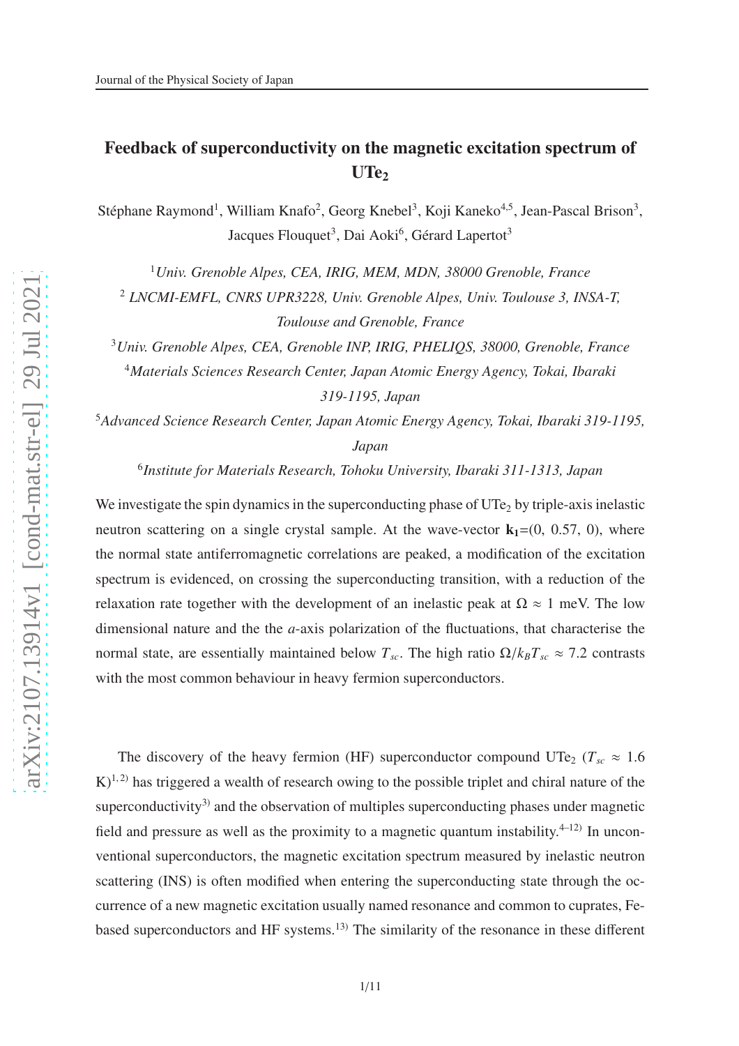# Feedback of superconductivity on the magnetic excitation spectrum of $UTe_2$

Stéphane Raymond[1], William Knafo[2], Georg Knebel[3], Koji Kaneko[4,5], Jean-Pascal Brison[3], Jacques Flouquet[3], Dai Aoki[6], Gérard Lapertot[3]

[1] *Univ. Grenoble Alpes, CEA, IRIG, MEM, MDN, 38000 Grenoble, France*

[2] *LNCMI-EMFL, CNRS UPR3228, Univ. Grenoble Alpes, Univ. Toulouse 3, INSA-T, Toulouse and Grenoble, France*

[3] *Univ. Grenoble Alpes, CEA, Grenoble INP, IRIG, PHELIQS, 38000, Grenoble, France*

[4] *Materials Sciences Research Center, Japan Atomic Energy Agency, Tokai, Ibaraki 319-1195, Japan*

[5] *Advanced Science Research Center, Japan Atomic Energy Agency, Tokai, Ibaraki 319-1195, Japan*

[6] *Institute for Materials Research, Tohoku University, Ibaraki 311-1313, Japan*

We investigate the spin dynamics in the superconducting phase of $UTe_2$ by triple-axis inelastic neutron scattering on a single crystal sample. At the wave-vector $\mathbf{k_1}$=(0, 0.57, 0), where the normal state antiferromagnetic correlations are peaked, a modification of the excitation spectrum is evidenced, on crossing the superconducting transition, with a reduction of the relaxation rate together with the development of an inelastic peak at $\Omega \approx 1$ meV. The low dimensional nature and the the *a*-axis polarization of the fluctuations, that characterise the normal state, are essentially maintained below $T_{sc}$. The high ratio $\Omega/k_B T_{sc} \approx 7.2$ contrasts with the most common behaviour in heavy fermion superconductors.

The discovery of the heavy fermion (HF) superconductor compound $UTe_2$ ($T_{sc} \approx 1.6$ K)[1,2] has triggered a wealth of research owing to the possible triplet and chiral nature of the superconductivity[3] and the observation of multiples superconducting phases under magnetic field and pressure as well as the proximity to a magnetic quantum instability.[4–12] In unconventional superconductors, the magnetic excitation spectrum measured by inelastic neutron scattering (INS) is often modified when entering the superconducting state through the occurrence of a new magnetic excitation usually named resonance and common to cuprates, Fe-based superconductors and HF systems.[13] The similarity of the resonance in these different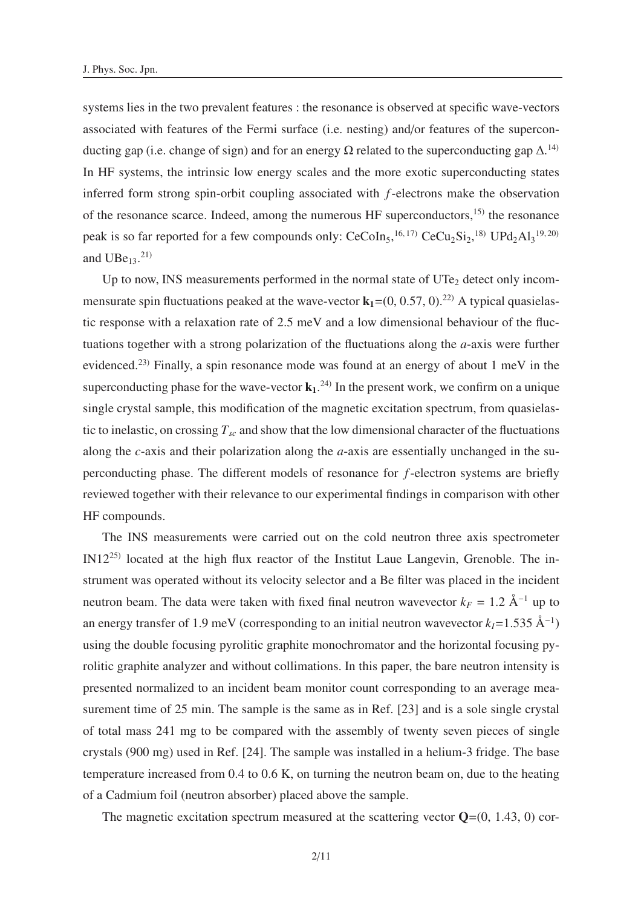systems lies in the two prevalent features : the resonance is observed at specific wave-vectors associated with features of the Fermi surface (i.e. nesting) and/or features of the superconducting gap (i.e. change of sign) and for an energy $\Omega$ related to the superconducting gap $\Delta$.[14] In HF systems, the intrinsic low energy scales and the more exotic superconducting states inferred form strong spin-orbit coupling associated with $f$-electrons make the observation of the resonance scarce. Indeed, among the numerous HF superconductors,[15] the resonance peak is so far reported for a few compounds only: $CeCoIn_5$,[16,17] $CeCu_2Si_2$,[18] $UPd_2Al_3$[19,20] and $UBe_{13}$.[21]

Up to now, INS measurements performed in the normal state of $UTe_2$ detect only incommensurate spin fluctuations peaked at the wave-vector $\mathbf{k_1}$=(0, 0.57, 0).[22] A typical quasielastic response with a relaxation rate of 2.5 meV and a low dimensional behaviour of the fluctuations together with a strong polarization of the fluctuations along the $a$-axis were further evidenced.[23] Finally, a spin resonance mode was found at an energy of about 1 meV in the superconducting phase for the wave-vector $\mathbf{k_1}$.[24] In the present work, we confirm on a unique single crystal sample, this modification of the magnetic excitation spectrum, from quasielastic to inelastic, on crossing $T_{sc}$ and show that the low dimensional character of the fluctuations along the $c$-axis and their polarization along the $a$-axis are essentially unchanged in the superconducting phase. The different models of resonance for $f$-electron systems are briefly reviewed together with their relevance to our experimental findings in comparison with other HF compounds.

The INS measurements were carried out on the cold neutron three axis spectrometer IN12[25] located at the high flux reactor of the Institut Laue Langevin, Grenoble. The instrument was operated without its velocity selector and a Be filter was placed in the incident neutron beam. The data were taken with fixed final neutron wavevector $k_F$ = 1.2 Å$^{-1}$ up to an energy transfer of 1.9 meV (corresponding to an initial neutron wavevector $k_I$=1.535 Å$^{-1}$) using the double focusing pyrolitic graphite monochromator and the horizontal focusing pyrolitic graphite analyzer and without collimations. In this paper, the bare neutron intensity is presented normalized to an incident beam monitor count corresponding to an average measurement time of 25 min. The sample is the same as in Ref. [23] and is a sole single crystal of total mass 241 mg to be compared with the assembly of twenty seven pieces of single crystals (900 mg) used in Ref. [24]. The sample was installed in a helium-3 fridge. The base temperature increased from 0.4 to 0.6 K, on turning the neutron beam on, due to the heating of a Cadmium foil (neutron absorber) placed above the sample.

The magnetic excitation spectrum measured at the scattering vector $\mathbf{Q}$=(0, 1.43, 0) cor-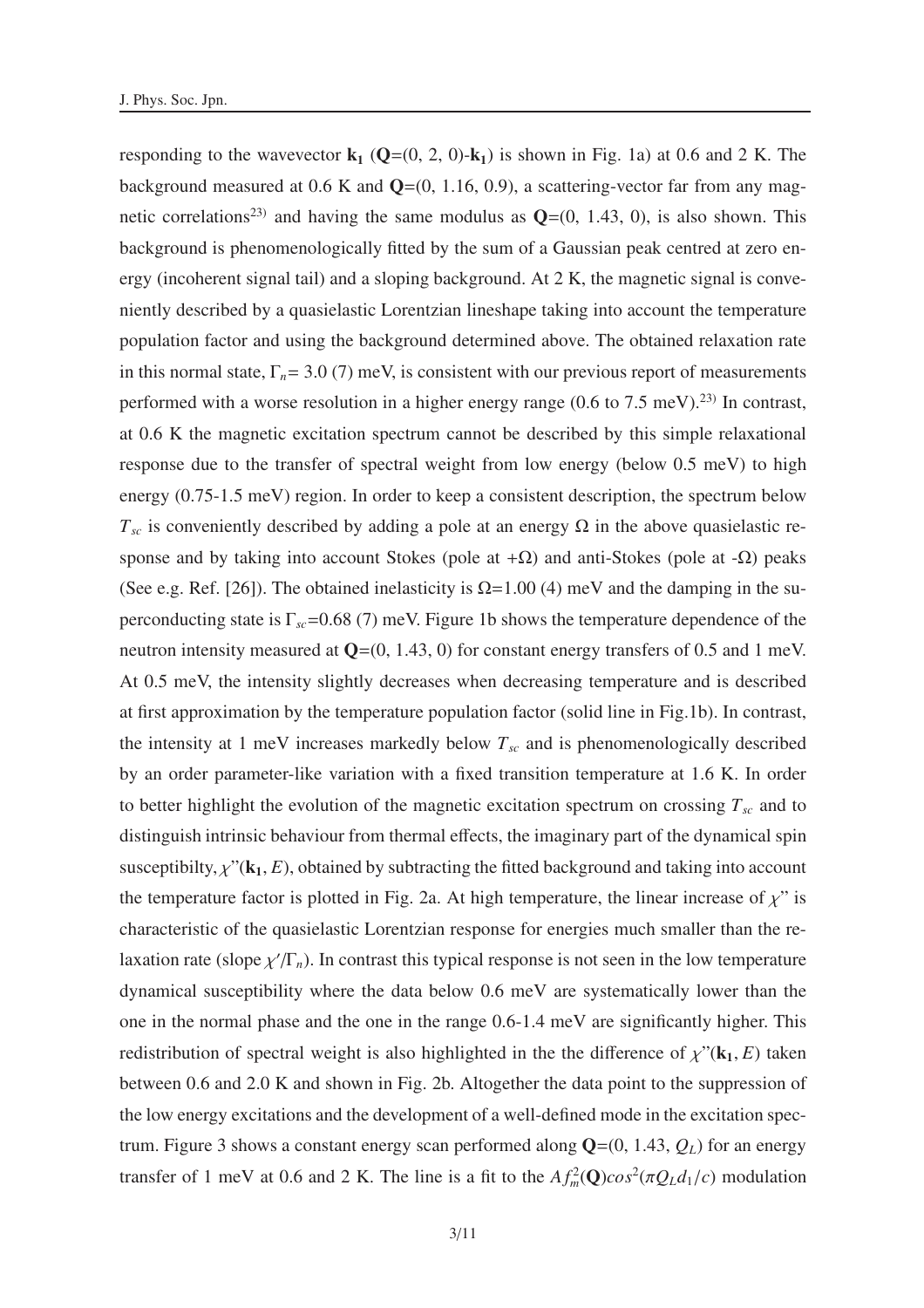responding to the wavevector $\mathbf{k_1}$ ($\mathbf{Q}$=(0, 2, 0)-$\mathbf{k_1}$) is shown in Fig. 1a) at 0.6 and 2 K. The background measured at 0.6 K and $\mathbf{Q}$=(0, 1.16, 0.9), a scattering-vector far from any magnetic correlations[23] and having the same modulus as $\mathbf{Q}$=(0, 1.43, 0), is also shown. This background is phenomenologically fitted by the sum of a Gaussian peak centred at zero energy (incoherent signal tail) and a sloping background. At 2 K, the magnetic signal is conveniently described by a quasielastic Lorentzian lineshape taking into account the temperature population factor and using the background determined above. The obtained relaxation rate in this normal state, $\Gamma_n$= 3.0 (7) meV, is consistent with our previous report of measurements performed with a worse resolution in a higher energy range (0.6 to 7.5 meV).[23] In contrast, at 0.6 K the magnetic excitation spectrum cannot be described by this simple relaxational response due to the transfer of spectral weight from low energy (below 0.5 meV) to high energy (0.75-1.5 meV) region. In order to keep a consistent description, the spectrum below $T_{sc}$ is conveniently described by adding a pole at an energy $\Omega$ in the above quasielastic response and by taking into account Stokes (pole at $+\Omega$) and anti-Stokes (pole at $-\Omega$) peaks (See e.g. Ref. [26]). The obtained inelasticity is $\Omega$=1.00 (4) meV and the damping in the superconducting state is $\Gamma_{sc}$=0.68 (7) meV. Figure 1b shows the temperature dependence of the neutron intensity measured at $\mathbf{Q}$=(0, 1.43, 0) for constant energy transfers of 0.5 and 1 meV. At 0.5 meV, the intensity slightly decreases when decreasing temperature and is described at first approximation by the temperature population factor (solid line in Fig.1b). In contrast, the intensity at 1 meV increases markedly below $T_{sc}$ and is phenomenologically described by an order parameter-like variation with a fixed transition temperature at 1.6 K. In order to better highlight the evolution of the magnetic excitation spectrum on crossing $T_{sc}$ and to distinguish intrinsic behaviour from thermal effects, the imaginary part of the dynamical spin susceptibilty, $\chi$"($\mathbf{k_1}$, $E$), obtained by subtracting the fitted background and taking into account the temperature factor is plotted in Fig. 2a. At high temperature, the linear increase of $\chi$" is characteristic of the quasielastic Lorentzian response for energies much smaller than the relaxation rate (slope $\chi'/\Gamma_n$). In contrast this typical response is not seen in the low temperature dynamical susceptibility where the data below 0.6 meV are systematically lower than the one in the normal phase and the one in the range 0.6-1.4 meV are significantly higher. This redistribution of spectral weight is also highlighted in the the difference of $\chi$"($\mathbf{k_1}$, $E$) taken between 0.6 and 2.0 K and shown in Fig. 2b. Altogether the data point to the suppression of the low energy excitations and the development of a well-defined mode in the excitation spectrum. Figure 3 shows a constant energy scan performed along $\mathbf{Q}$=(0, 1.43, $Q_L$) for an energy transfer of 1 meV at 0.6 and 2 K. The line is a fit to the $A f_m^2(\mathbf{Q}) cos^2(\pi Q_L d_1/c)$ modulation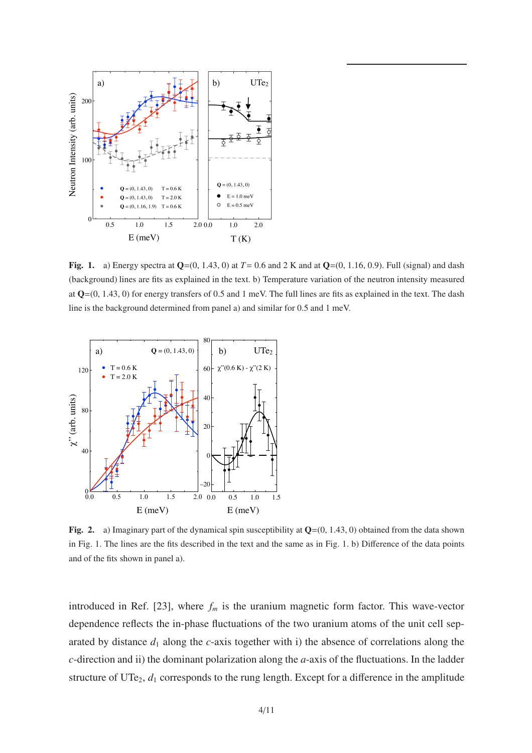**Fig. 1.** a) Energy spectra at $\mathbf{Q}$=(0, 1.43, 0) at $T$= 0.6 and 2 K and at $\mathbf{Q}$=(0, 1.16, 0.9). Full (signal) and dash (background) lines are fits as explained in the text. b) Temperature variation of the neutron intensity measured at $\mathbf{Q}$=(0, 1.43, 0) for energy transfers of 0.5 and 1 meV. The full lines are fits as explained in the text. The dash line is the background determined from panel a) and similar for 0.5 and 1 meV.

**Fig. 2.** a) Imaginary part of the dynamical spin susceptibility at $\mathbf{Q}$=(0, 1.43, 0) obtained from the data shown in Fig. 1. The lines are the fits described in the text and the same as in Fig. 1. b) Difference of the data points and of the fits shown in panel a).

introduced in Ref. [23], where $f_m$ is the uranium magnetic form factor. This wave-vector dependence reflects the in-phase fluctuations of the two uranium atoms of the unit cell separated by distance $d_1$ along the $c$-axis together with i) the absence of correlations along the $c$-direction and ii) the dominant polarization along the $a$-axis of the fluctuations. In the ladder structure of $UTe_2$, $d_1$ corresponds to the rung length. Except for a difference in the amplitude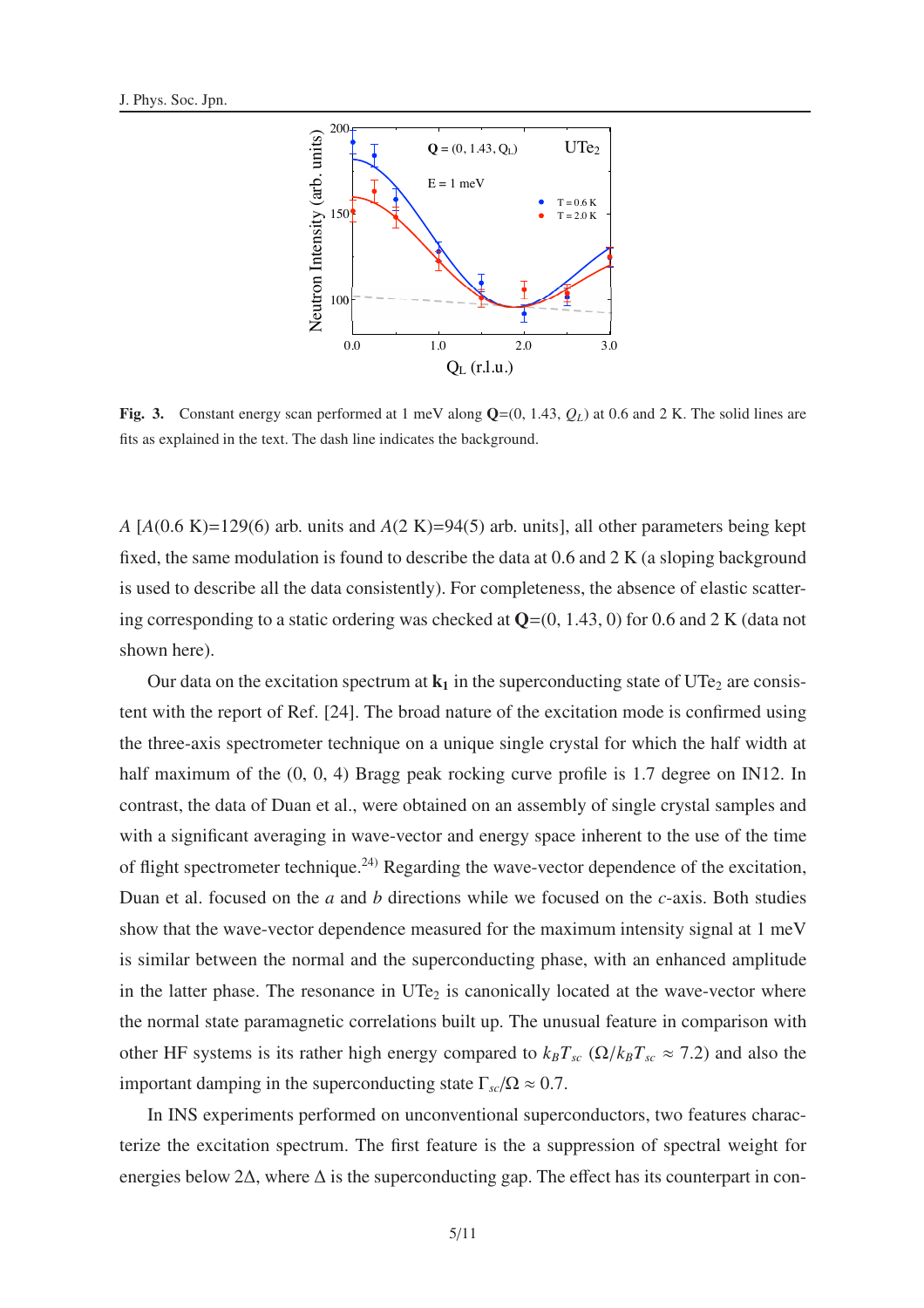**Fig. 3.** Constant energy scan performed at 1 meV along **Q**=(0, 1.43, $Q_L$) at 0.6 and 2 K. The solid lines are fits as explained in the text. The dash line indicates the background.

$A$ [$A$(0.6 K)=129(6) arb. units and $A$(2 K)=94(5) arb. units], all other parameters being kept fixed, the same modulation is found to describe the data at 0.6 and 2 K (a sloping background is used to describe all the data consistently). For completeness, the absence of elastic scattering corresponding to a static ordering was checked at **Q**=(0, 1.43, 0) for 0.6 and 2 K (data not shown here).

Our data on the excitation spectrum at $\mathbf{k_1}$ in the superconducting state of $UTe_2$ are consistent with the report of Ref. [24]. The broad nature of the excitation mode is confirmed using the three-axis spectrometer technique on a unique single crystal for which the half width at half maximum of the (0, 0, 4) Bragg peak rocking curve profile is 1.7 degree on IN12. In contrast, the data of Duan et al., were obtained on an assembly of single crystal samples and with a significant averaging in wave-vector and energy space inherent to the use of the time of flight spectrometer technique.[24] Regarding the wave-vector dependence of the excitation, Duan et al. focused on the $a$ and $b$ directions while we focused on the $c$-axis. Both studies show that the wave-vector dependence measured for the maximum intensity signal at 1 meV is similar between the normal and the superconducting phase, with an enhanced amplitude in the latter phase. The resonance in $UTe_2$ is canonically located at the wave-vector where the normal state paramagnetic correlations built up. The unusual feature in comparison with other HF systems is its rather high energy compared to $k_B T_{sc}$ ($\Omega / k_B T_{sc} \approx 7.2$) and also the important damping in the superconducting state $\Gamma_{sc}/\Omega \approx 0.7$.

In INS experiments performed on unconventional superconductors, two features characterize the excitation spectrum. The first feature is the a suppression of spectral weight for energies below $2\Delta$, where $\Delta$ is the superconducting gap. The effect has its counterpart in con-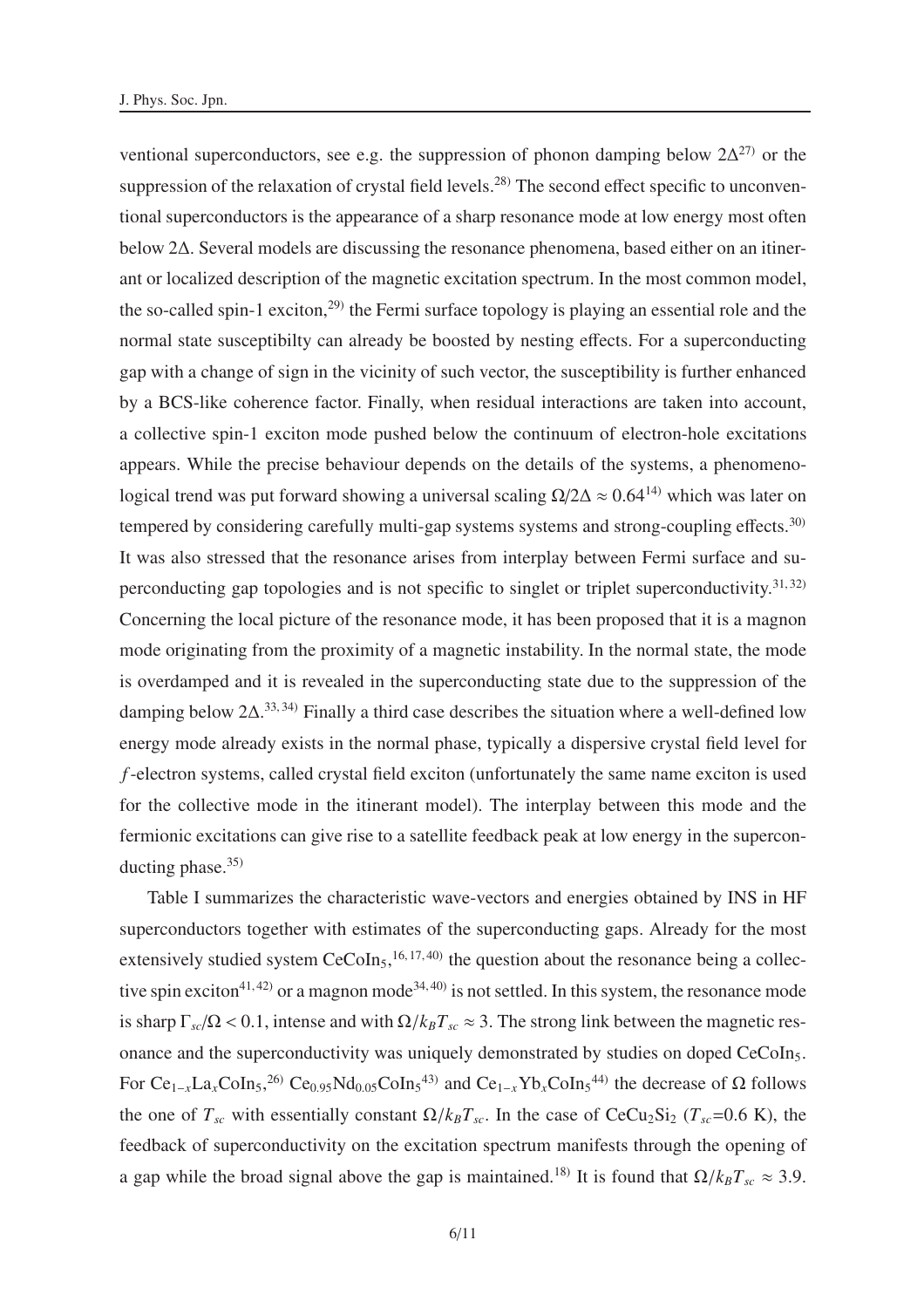ventional superconductors, see e.g. the suppression of phonon damping below $2\Delta$[27] or the suppression of the relaxation of crystal field levels.[28] The second effect specific to unconventional superconductors is the appearance of a sharp resonance mode at low energy most often below $2\Delta$. Several models are discussing the resonance phenomena, based either on an itinerant or localized description of the magnetic excitation spectrum. In the most common model, the so-called spin-1 exciton,[29] the Fermi surface topology is playing an essential role and the normal state susceptibilty can already be boosted by nesting effects. For a superconducting gap with a change of sign in the vicinity of such vector, the susceptibility is further enhanced by a BCS-like coherence factor. Finally, when residual interactions are taken into account, a collective spin-1 exciton mode pushed below the continuum of electron-hole excitations appears. While the precise behaviour depends on the details of the systems, a phenomenological trend was put forward showing a universal scaling $\Omega/2\Delta \approx 0.64$[14] which was later on tempered by considering carefully multi-gap systems systems and strong-coupling effects.[30] It was also stressed that the resonance arises from interplay between Fermi surface and superconducting gap topologies and is not specific to singlet or triplet superconductivity.[31,32] Concerning the local picture of the resonance mode, it has been proposed that it is a magnon mode originating from the proximity of a magnetic instability. In the normal state, the mode is overdamped and it is revealed in the superconducting state due to the suppression of the damping below $2\Delta$.[33,34] Finally a third case describes the situation where a well-defined low energy mode already exists in the normal phase, typically a dispersive crystal field level for $f$-electron systems, called crystal field exciton (unfortunately the same name exciton is used for the collective mode in the itinerant model). The interplay between this mode and the fermionic excitations can give rise to a satellite feedback peak at low energy in the superconducting phase.[35]

Table I summarizes the characteristic wave-vectors and energies obtained by INS in HF superconductors together with estimates of the superconducting gaps. Already for the most extensively studied system $CeCoIn_5$,[16,17,40] the question about the resonance being a collective spin exciton[41,42] or a magnon mode[34,40] is not settled. In this system, the resonance mode is sharp $\Gamma_{sc}/\Omega < 0.1$, intense and with $\Omega/k_B T_{sc} \approx 3$. The strong link between the magnetic resonance and the superconductivity was uniquely demonstrated by studies on doped $CeCoIn_5$. For $Ce_{1-x}La_xCoIn_5$,[26] $Ce_{0.95}Nd_{0.05}CoIn_5$[43] and $Ce_{1-x}Yb_xCoIn_5$[44] the decrease of $\Omega$ follows the one of $T_{sc}$ with essentially constant $\Omega/k_B T_{sc}$. In the case of $CeCu_2Si_2$ ($T_{sc}$=0.6 K), the feedback of superconductivity on the excitation spectrum manifests through the opening of a gap while the broad signal above the gap is maintained.[18] It is found that $\Omega/k_B T_{sc} \approx 3.9$.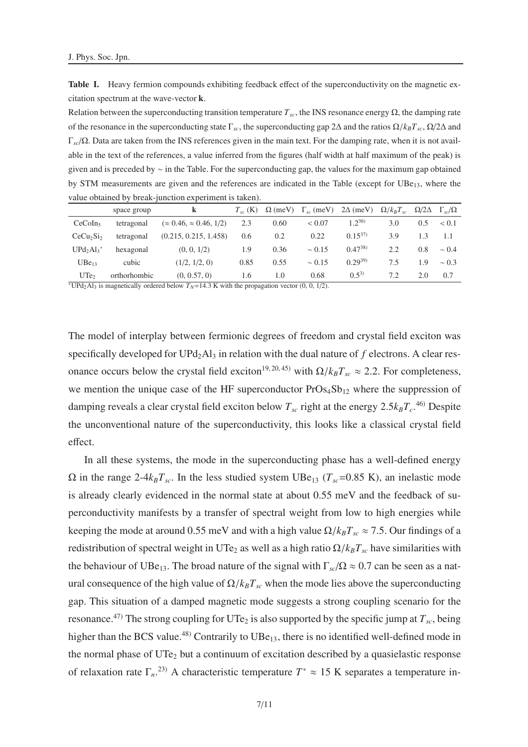**Table I.** Heavy fermion compounds exhibiting feedback effect of the superconductivity on the magnetic excitation spectrum at the wave-vector **k**.

Relation between the superconducting transition temperature $T_{sc}$, the INS resonance energy $\Omega$, the damping rate of the resonance in the superconducting state $\Gamma_{sc}$, the superconducting gap $2\Delta$ and the ratios $\Omega/k_BT_{sc}$, $\Omega/2\Delta$ and $\Gamma_{sc}/\Omega$. Data are taken from the INS references given in the main text. For the damping rate, when it is not available in the text of the references, a value inferred from the figures (half width at half maximum of the peak) is given and is preceded by ∼ in the Table. For the superconducting gap, the values for the maximum gap obtained by STM measurements are given and the references are indicated in the Table (except for $UBe_{13}$, where the value obtained by break-junction experiment is taken).

| | space group | **k** | $T_{sc}$ (K) | $\Omega$ (meV) | $\Gamma_{sc}$ (meV) | $2\Delta$ (meV) | $\Omega/k_BT_{sc}$ | $\Omega/2\Delta$ | $\Gamma_{sc}/\Omega$ |
|---|---|---|---|---|---|---|---|---|---|
| $CeCoIn_5$ | tetragonal | $(\approx 0.46, \approx 0.46, 1/2)$ | 2.3 | 0.60 | $< 0.07$ | 1.2[36] | 3.0 | 0.5 | $< 0.1$ |
| $CeCu_2Si_2$ | tetragonal | (0.215, 0.215, 1.458) | 0.6 | 0.2 | 0.22 | 0.15[37] | 3.9 | 1.3 | 1.1 |
| $UPd_2Al_3$* | hexagonal | (0, 0, 1/2) | 1.9 | 0.36 | $\sim 0.15$ | 0.47[38] | 2.2 | 0.8 | $\sim 0.4$ |
| $UBe_{13}$ | cubic | (1/2, 1/2, 0) | 0.85 | 0.55 | $\sim 0.15$ | 0.29[39] | 7.5 | 1.9 | $\sim 0.3$ |
| $UTe_2$ | orthorhombic | (0, 0.57, 0) | 1.6 | 1.0 | 0.68 | 0.5[3] | 7.2 | 2.0 | 0.7 |

*$UPd_2Al_3$ is magnetically ordered below $T_N$=14.3 K with the propagation vector (0, 0, 1/2).

The model of interplay between fermionic degrees of freedom and crystal field exciton was specifically developed for $UPd_2Al_3$ in relation with the dual nature of $f$ electrons. A clear resonance occurs below the crystal field exciton[19,20,45] with $\Omega/k_BT_{sc} \approx 2.2$. For completeness, we mention the unique case of the HF superconductor $PrOs_4Sb_{12}$ where the suppression of damping reveals a clear crystal field exciton below $T_{sc}$ right at the energy $2.5k_BT_c$.[46] Despite the unconventional nature of the superconductivity, this looks like a classical crystal field effect.

In all these systems, the mode in the superconducting phase has a well-defined energy $\Omega$ in the range 2-4$k_BT_{sc}$. In the less studied system $UBe_{13}$ ($T_{sc}$=0.85 K), an inelastic mode is already clearly evidenced in the normal state at about 0.55 meV and the feedback of superconductivity manifests by a transfer of spectral weight from low to high energies while keeping the mode at around 0.55 meV and with a high value $\Omega/k_BT_{sc} \approx 7.5$. Our findings of a redistribution of spectral weight in $UTe_2$ as well as a high ratio $\Omega/k_BT_{sc}$ have similarities with the behaviour of $UBe_{13}$. The broad nature of the signal with $\Gamma_{sc}/\Omega \approx 0.7$ can be seen as a natural consequence of the high value of $\Omega/k_BT_{sc}$ when the mode lies above the superconducting gap. This situation of a damped magnetic mode suggests a strong coupling scenario for the resonance.[47] The strong coupling for $UTe_2$ is also supported by the specific jump at $T_{sc}$, being higher than the BCS value.[48] Contrarily to $UBe_{13}$, there is no identified well-defined mode in the normal phase of $UTe_2$ but a continuum of excitation described by a quasielastic response of relaxation rate $\Gamma_n$.[23] A characteristic temperature $T^* \approx 15$ K separates a temperature in-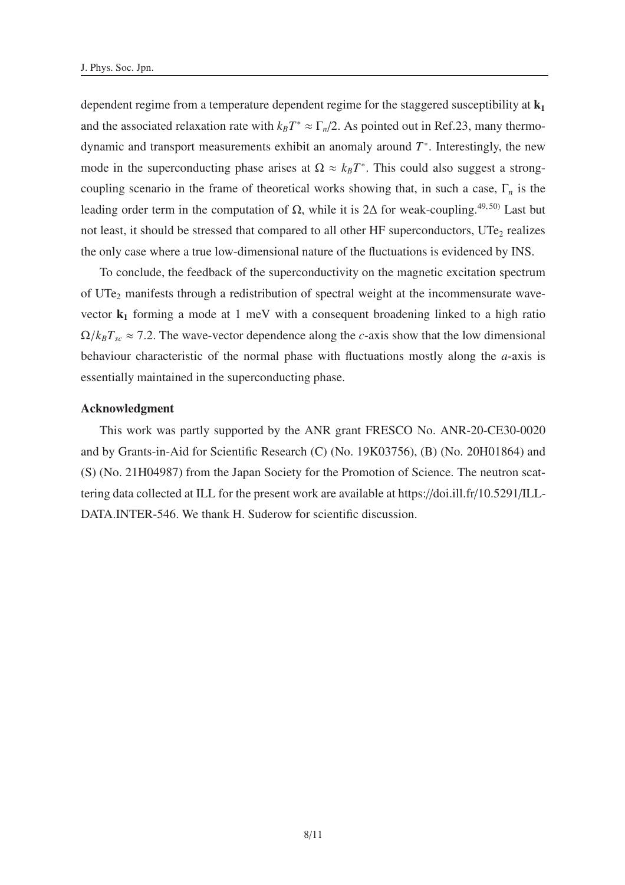dependent regime from a temperature dependent regime for the staggered susceptibility at $\mathbf{k_1}$ and the associated relaxation rate with $k_B T^* \approx \Gamma_n/2$. As pointed out in Ref.23, many thermodynamic and transport measurements exhibit an anomaly around $T^*$. Interestingly, the new mode in the superconducting phase arises at $\Omega \approx k_B T^*$. This could also suggest a strong-coupling scenario in the frame of theoretical works showing that, in such a case, $\Gamma_n$ is the leading order term in the computation of $\Omega$, while it is $2\Delta$ for weak-coupling.[49,50] Last but not least, it should be stressed that compared to all other HF superconductors, $UTe_2$ realizes the only case where a true low-dimensional nature of the fluctuations is evidenced by INS.

To conclude, the feedback of the superconductivity on the magnetic excitation spectrum of $UTe_2$ manifests through a redistribution of spectral weight at the incommensurate wave-vector $\mathbf{k_1}$ forming a mode at 1 meV with a consequent broadening linked to a high ratio $\Omega/k_B T_{sc} \approx 7.2$. The wave-vector dependence along the $c$-axis show that the low dimensional behaviour characteristic of the normal phase with fluctuations mostly along the $a$-axis is essentially maintained in the superconducting phase.

### Acknowledgment

This work was partly supported by the ANR grant FRESCO No. ANR-20-CE30-0020 and by Grants-in-Aid for Scientific Research (C) (No. 19K03756), (B) (No. 20H01864) and (S) (No. 21H04987) from the Japan Society for the Promotion of Science. The neutron scattering data collected at ILL for the present work are available at https://doi.ill.fr/10.5291/ILL-DATA.INTER-546. We thank H. Suderow for scientific discussion.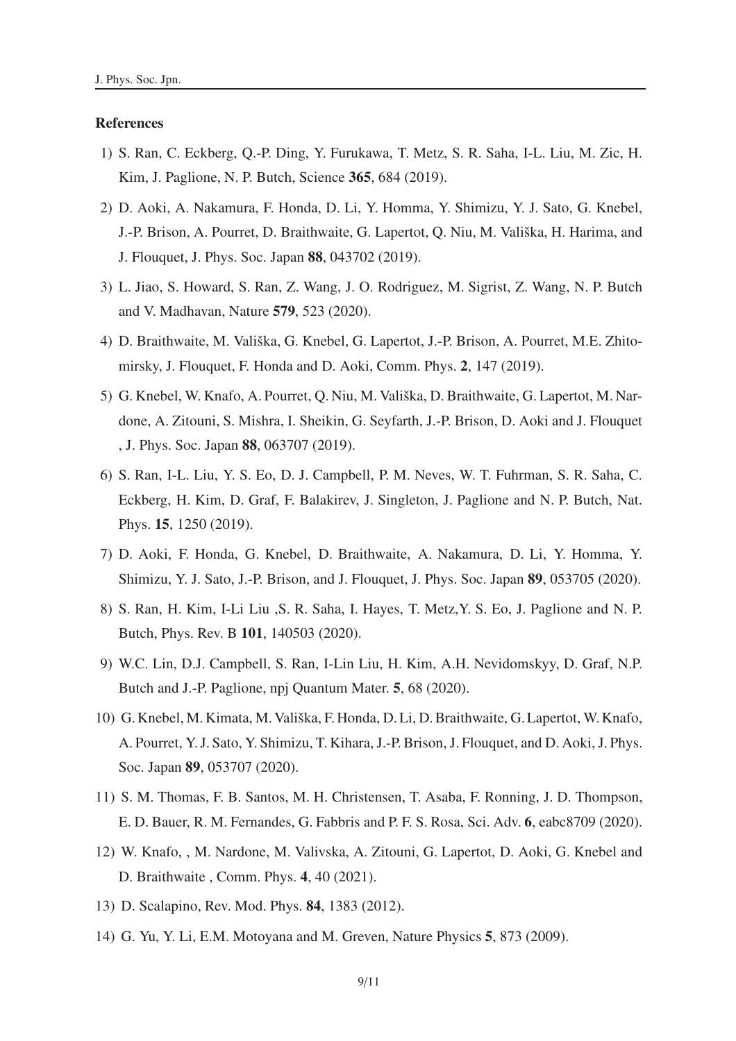## References

1) S. Ran, C. Eckberg, Q.-P. Ding, Y. Furukawa, T. Metz, S. R. Saha, I-L. Liu, M. Zic, H. Kim, J. Paglione, N. P. Butch, Science **365**, 684 (2019).

2) D. Aoki, A. Nakamura, F. Honda, D. Li, Y. Homma, Y. Shimizu, Y. J. Sato, G. Knebel, J.-P. Brison, A. Pourret, D. Braithwaite, G. Lapertot, Q. Niu, M. Vališka, H. Harima, and J. Flouquet, J. Phys. Soc. Japan **88**, 043702 (2019).

3) L. Jiao, S. Howard, S. Ran, Z. Wang, J. O. Rodriguez, M. Sigrist, Z. Wang, N. P. Butch and V. Madhavan, Nature **579**, 523 (2020).

4) D. Braithwaite, M. Vališka, G. Knebel, G. Lapertot, J.-P. Brison, A. Pourret, M.E. Zhitomirsky, J. Flouquet, F. Honda and D. Aoki, Comm. Phys. **2**, 147 (2019).

5) G. Knebel, W. Knafo, A. Pourret, Q. Niu, M. Vališka, D. Braithwaite, G. Lapertot, M. Nardone, A. Zitouni, S. Mishra, I. Sheikin, G. Seyfarth, J.-P. Brison, D. Aoki and J. Flouquet , J. Phys. Soc. Japan **88**, 063707 (2019).

6) S. Ran, I-L. Liu, Y. S. Eo, D. J. Campbell, P. M. Neves, W. T. Fuhrman, S. R. Saha, C. Eckberg, H. Kim, D. Graf, F. Balakirev, J. Singleton, J. Paglione and N. P. Butch, Nat. Phys. **15**, 1250 (2019).

7) D. Aoki, F. Honda, G. Knebel, D. Braithwaite, A. Nakamura, D. Li, Y. Homma, Y. Shimizu, Y. J. Sato, J.-P. Brison, and J. Flouquet, J. Phys. Soc. Japan **89**, 053705 (2020).

8) S. Ran, H. Kim, I-Li Liu ,S. R. Saha, I. Hayes, T. Metz,Y. S. Eo, J. Paglione and N. P. Butch, Phys. Rev. B **101**, 140503 (2020).

9) W.C. Lin, D.J. Campbell, S. Ran, I-Lin Liu, H. Kim, A.H. Nevidomskyy, D. Graf, N.P. Butch and J.-P. Paglione, npj Quantum Mater. **5**, 68 (2020).

10) G. Knebel, M. Kimata, M. Vališka, F. Honda, D. Li, D. Braithwaite, G. Lapertot, W. Knafo, A. Pourret, Y. J. Sato, Y. Shimizu, T. Kihara, J.-P. Brison, J. Flouquet, and D. Aoki, J. Phys. Soc. Japan **89**, 053707 (2020).

11) S. M. Thomas, F. B. Santos, M. H. Christensen, T. Asaba, F. Ronning, J. D. Thompson, E. D. Bauer, R. M. Fernandes, G. Fabbris and P. F. S. Rosa, Sci. Adv. **6**, eabc8709 (2020).

12) W. Knafo, , M. Nardone, M. Valivska, A. Zitouni, G. Lapertot, D. Aoki, G. Knebel and D. Braithwaite , Comm. Phys. **4**, 40 (2021).

13) D. Scalapino, Rev. Mod. Phys. **84**, 1383 (2012).

14) G. Yu, Y. Li, E.M. Motoyana and M. Greven, Nature Physics **5**, 873 (2009).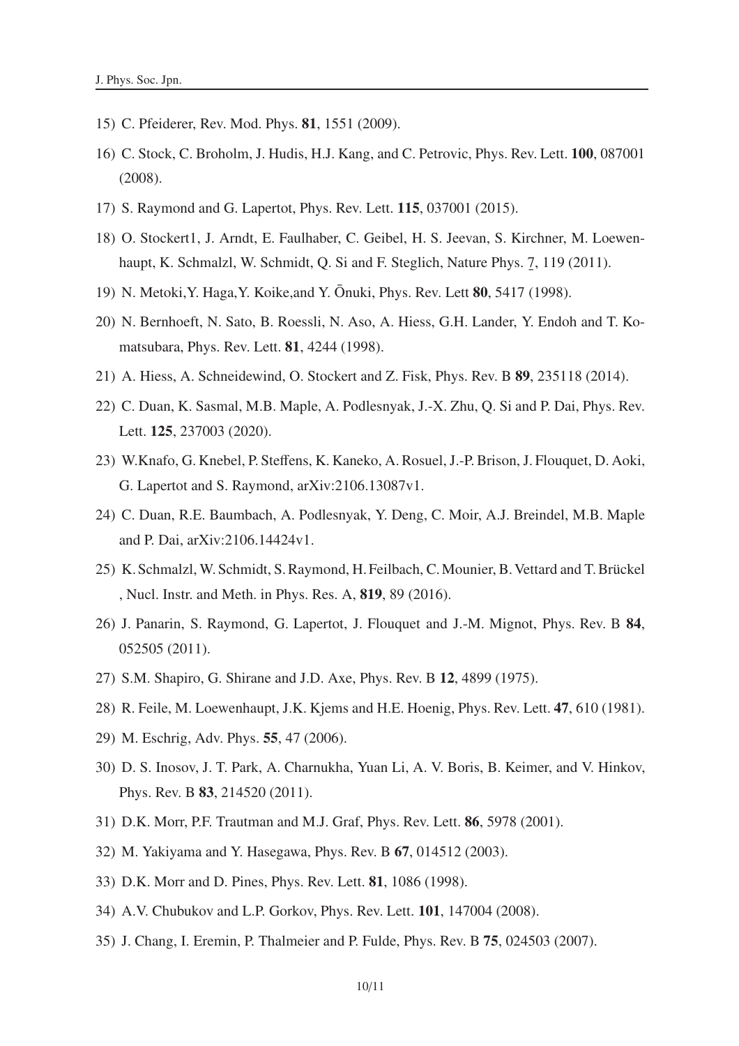15) C. Pfeiderer, Rev. Mod. Phys. **81**, 1551 (2009).

16) C. Stock, C. Broholm, J. Hudis, H.J. Kang, and C. Petrovic, Phys. Rev. Lett. **100**, 087001 (2008).

17) S. Raymond and G. Lapertot, Phys. Rev. Lett. **115**, 037001 (2015).

18) O. Stockert1, J. Arndt, E. Faulhaber, C. Geibel, H. S. Jeevan, S. Kirchner, M. Loewenhaupt, K. Schmalzl, W. Schmidt, Q. Si and F. Steglich, Nature Phys. 7, 119 (2011).

19) N. Metoki,Y. Haga,Y. Koike,and Y. Ōnuki, Phys. Rev. Lett **80**, 5417 (1998).

20) N. Bernhoeft, N. Sato, B. Roessli, N. Aso, A. Hiess, G.H. Lander, Y. Endoh and T. Komatsubara, Phys. Rev. Lett. **81**, 4244 (1998).

21) A. Hiess, A. Schneidewind, O. Stockert and Z. Fisk, Phys. Rev. B **89**, 235118 (2014).

22) C. Duan, K. Sasmal, M.B. Maple, A. Podlesnyak, J.-X. Zhu, Q. Si and P. Dai, Phys. Rev. Lett. **125**, 237003 (2020).

23) W.Knafo, G. Knebel, P. Steffens, K. Kaneko, A. Rosuel, J.-P. Brison, J. Flouquet, D. Aoki, G. Lapertot and S. Raymond, arXiv:2106.13087v1.

24) C. Duan, R.E. Baumbach, A. Podlesnyak, Y. Deng, C. Moir, A.J. Breindel, M.B. Maple and P. Dai, arXiv:2106.14424v1.

25) K. Schmalzl, W. Schmidt, S. Raymond, H. Feilbach, C. Mounier, B. Vettard and T. Brückel , Nucl. Instr. and Meth. in Phys. Res. A, **819**, 89 (2016).

26) J. Panarin, S. Raymond, G. Lapertot, J. Flouquet and J.-M. Mignot, Phys. Rev. B **84**, 052505 (2011).

27) S.M. Shapiro, G. Shirane and J.D. Axe, Phys. Rev. B **12**, 4899 (1975).

28) R. Feile, M. Loewenhaupt, J.K. Kjems and H.E. Hoenig, Phys. Rev. Lett. **47**, 610 (1981).

29) M. Eschrig, Adv. Phys. **55**, 47 (2006).

30) D. S. Inosov, J. T. Park, A. Charnukha, Yuan Li, A. V. Boris, B. Keimer, and V. Hinkov, Phys. Rev. B **83**, 214520 (2011).

31) D.K. Morr, P.F. Trautman and M.J. Graf, Phys. Rev. Lett. **86**, 5978 (2001).

32) M. Yakiyama and Y. Hasegawa, Phys. Rev. B **67**, 014512 (2003).

33) D.K. Morr and D. Pines, Phys. Rev. Lett. **81**, 1086 (1998).

34) A.V. Chubukov and L.P. Gorkov, Phys. Rev. Lett. **101**, 147004 (2008).

35) J. Chang, I. Eremin, P. Thalmeier and P. Fulde, Phys. Rev. B **75**, 024503 (2007).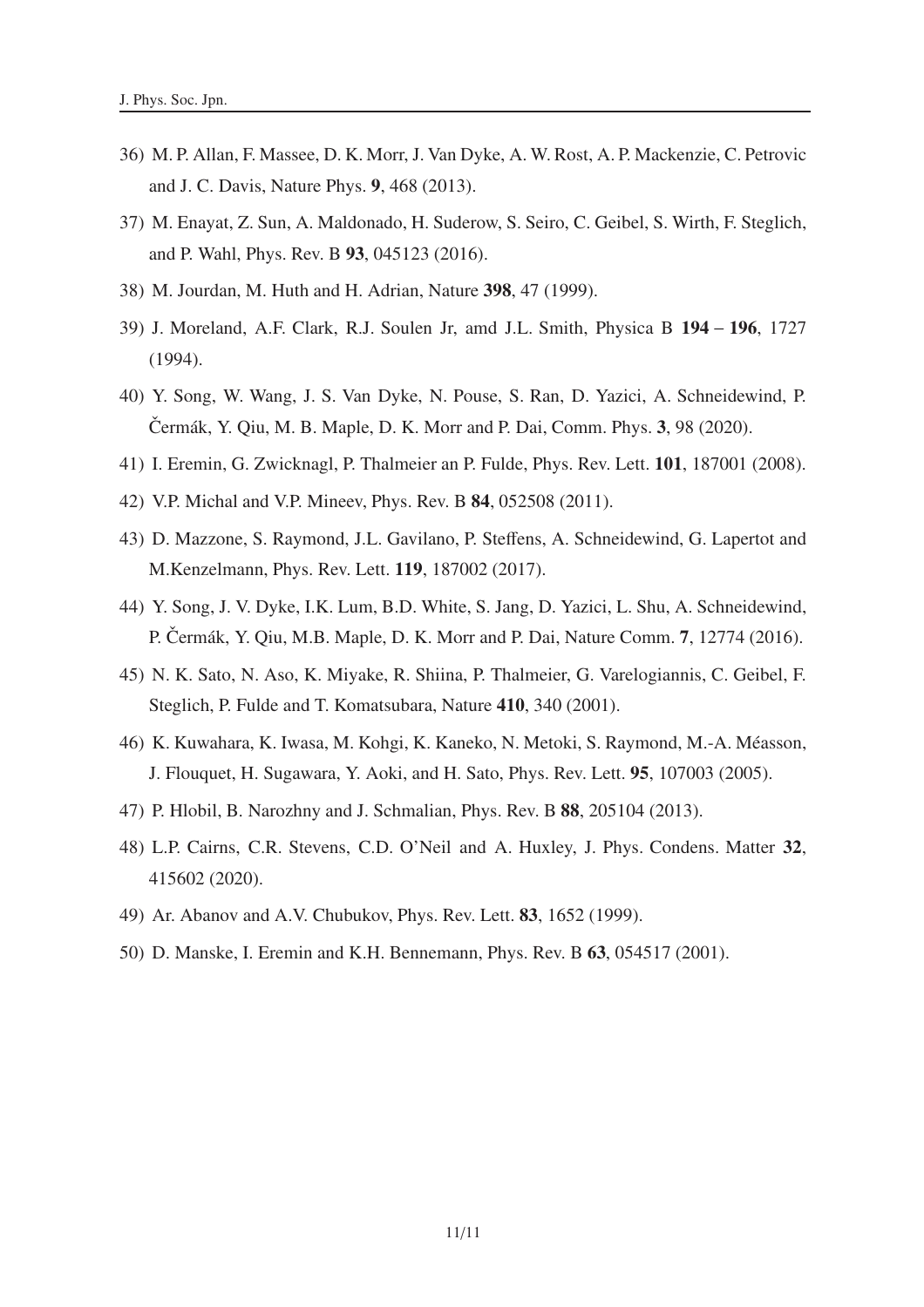36) M. P. Allan, F. Massee, D. K. Morr, J. Van Dyke, A. W. Rost, A. P. Mackenzie, C. Petrovic and J. C. Davis, Nature Phys. **9**, 468 (2013).

37) M. Enayat, Z. Sun, A. Maldonado, H. Suderow, S. Seiro, C. Geibel, S. Wirth, F. Steglich, and P. Wahl, Phys. Rev. B **93**, 045123 (2016).

38) M. Jourdan, M. Huth and H. Adrian, Nature **398**, 47 (1999).

39) J. Moreland, A.F. Clark, R.J. Soulen Jr, amd J.L. Smith, Physica B **194 – 196**, 1727 (1994).

40) Y. Song, W. Wang, J. S. Van Dyke, N. Pouse, S. Ran, D. Yazici, A. Schneidewind, P. Čermák, Y. Qiu, M. B. Maple, D. K. Morr and P. Dai, Comm. Phys. **3**, 98 (2020).

41) I. Eremin, G. Zwicknagl, P. Thalmeier an P. Fulde, Phys. Rev. Lett. **101**, 187001 (2008).

42) V.P. Michal and V.P. Mineev, Phys. Rev. B **84**, 052508 (2011).

43) D. Mazzone, S. Raymond, J.L. Gavilano, P. Steffens, A. Schneidewind, G. Lapertot and M.Kenzelmann, Phys. Rev. Lett. **119**, 187002 (2017).

44) Y. Song, J. V. Dyke, I.K. Lum, B.D. White, S. Jang, D. Yazici, L. Shu, A. Schneidewind, P. Čermák, Y. Qiu, M.B. Maple, D. K. Morr and P. Dai, Nature Comm. **7**, 12774 (2016).

45) N. K. Sato, N. Aso, K. Miyake, R. Shiina, P. Thalmeier, G. Varelogiannis, C. Geibel, F. Steglich, P. Fulde and T. Komatsubara, Nature **410**, 340 (2001).

46) K. Kuwahara, K. Iwasa, M. Kohgi, K. Kaneko, N. Metoki, S. Raymond, M.-A. Méasson, J. Flouquet, H. Sugawara, Y. Aoki, and H. Sato, Phys. Rev. Lett. **95**, 107003 (2005).

47) P. Hlobil, B. Narozhny and J. Schmalian, Phys. Rev. B **88**, 205104 (2013).

48) L.P. Cairns, C.R. Stevens, C.D. O'Neil and A. Huxley, J. Phys. Condens. Matter **32**, 415602 (2020).

49) Ar. Abanov and A.V. Chubukov, Phys. Rev. Lett. **83**, 1652 (1999).

50) D. Manske, I. Eremin and K.H. Bennemann, Phys. Rev. B **63**, 054517 (2001).